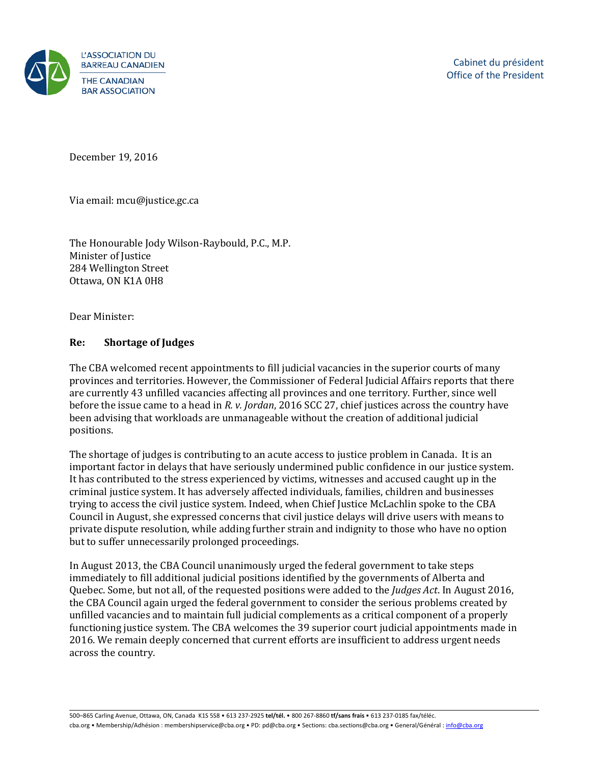L'ASSOCIATION DU BARREAU CANADIEN
THE CANADIAN BAR ASSOCIATION

Cabinet du président
Office of the President

December 19, 2016

Via email: mcu@justice.gc.ca

The Honourable Jody Wilson-Raybould, P.C., M.P.
Minister of Justice
284 Wellington Street
Ottawa, ON K1A 0H8

Dear Minister:

**Re: Shortage of Judges**

The CBA welcomed recent appointments to fill judicial vacancies in the superior courts of many provinces and territories. However, the Commissioner of Federal Judicial Affairs reports that there are currently 43 unfilled vacancies affecting all provinces and one territory. Further, since well before the issue came to a head in *R. v. Jordan*, 2016 SCC 27, chief justices across the country have been advising that workloads are unmanageable without the creation of additional judicial positions.

The shortage of judges is contributing to an acute access to justice problem in Canada. It is an important factor in delays that have seriously undermined public confidence in our justice system. It has contributed to the stress experienced by victims, witnesses and accused caught up in the criminal justice system. It has adversely affected individuals, families, children and businesses trying to access the civil justice system. Indeed, when Chief Justice McLachlin spoke to the CBA Council in August, she expressed concerns that civil justice delays will drive users with means to private dispute resolution, while adding further strain and indignity to those who have no option but to suffer unnecessarily prolonged proceedings.

In August 2013, the CBA Council unanimously urged the federal government to take steps immediately to fill additional judicial positions identified by the governments of Alberta and Quebec. Some, but not all, of the requested positions were added to the *Judges Act*. In August 2016, the CBA Council again urged the federal government to consider the serious problems created by unfilled vacancies and to maintain full judicial complements as a critical component of a properly functioning justice system. The CBA welcomes the 39 superior court judicial appointments made in 2016. We remain deeply concerned that current efforts are insufficient to address urgent needs across the country.

500–865 Carling Avenue, Ottawa, ON, Canada K1S 5S8 • 613 237-2925 **tel/tél.** • 800 267-8860 **tf/sans frais** • 613 237-0185 fax/téléc.
cba.org • Membership/Adhésion : membershipservice@cba.org • PD: pd@cba.org • Sections: cba.sections@cba.org • General/Général : info@cba.org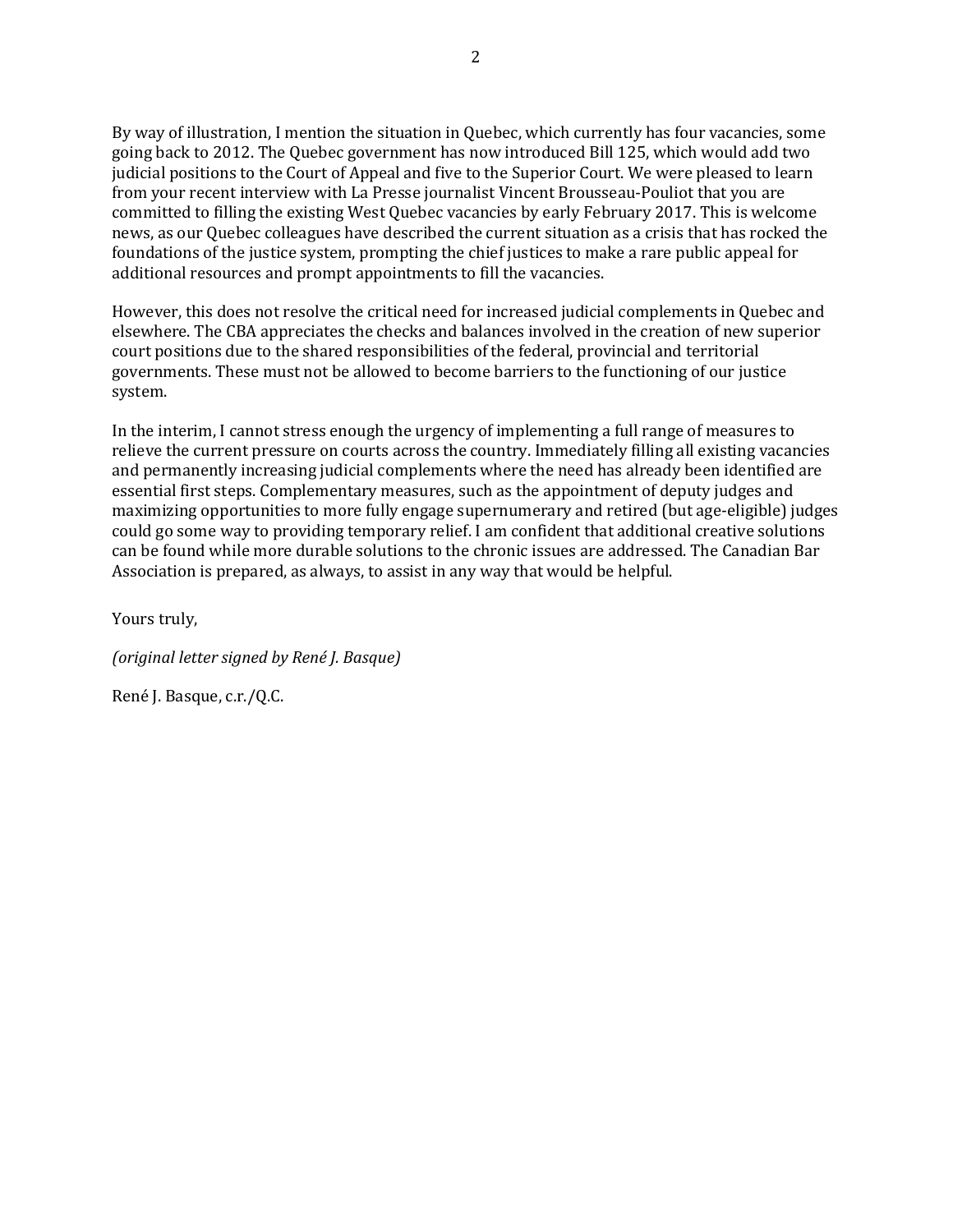By way of illustration, I mention the situation in Quebec, which currently has four vacancies, some going back to 2012. The Quebec government has now introduced Bill 125, which would add two judicial positions to the Court of Appeal and five to the Superior Court. We were pleased to learn from your recent interview with La Presse journalist Vincent Brousseau-Pouliot that you are committed to filling the existing West Quebec vacancies by early February 2017. This is welcome news, as our Quebec colleagues have described the current situation as a crisis that has rocked the foundations of the justice system, prompting the chief justices to make a rare public appeal for additional resources and prompt appointments to fill the vacancies.

However, this does not resolve the critical need for increased judicial complements in Quebec and elsewhere. The CBA appreciates the checks and balances involved in the creation of new superior court positions due to the shared responsibilities of the federal, provincial and territorial governments. These must not be allowed to become barriers to the functioning of our justice system.

In the interim, I cannot stress enough the urgency of implementing a full range of measures to relieve the current pressure on courts across the country. Immediately filling all existing vacancies and permanently increasing judicial complements where the need has already been identified are essential first steps. Complementary measures, such as the appointment of deputy judges and maximizing opportunities to more fully engage supernumerary and retired (but age-eligible) judges could go some way to providing temporary relief. I am confident that additional creative solutions can be found while more durable solutions to the chronic issues are addressed. The Canadian Bar Association is prepared, as always, to assist in any way that would be helpful.

Yours truly,

*(original letter signed by René J. Basque)*

René J. Basque, c.r./Q.C.